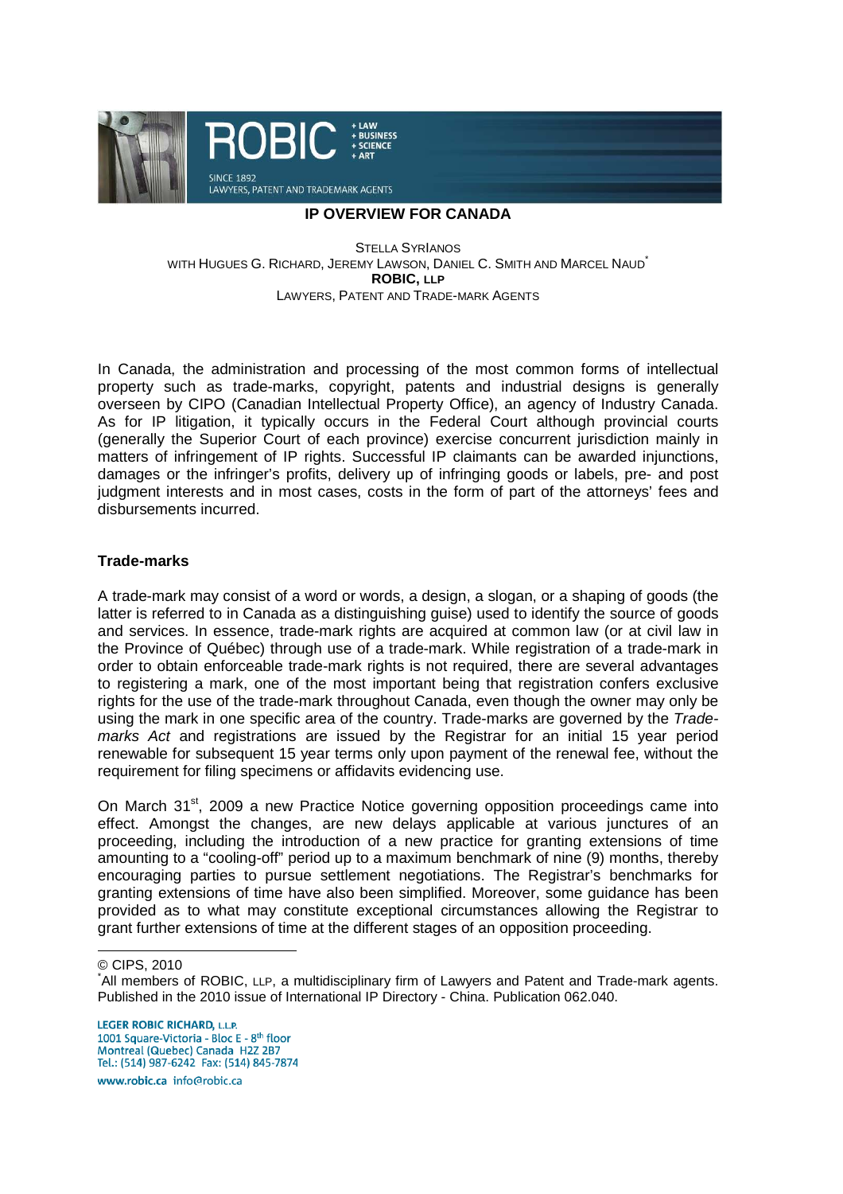# IP OVERVIEW FOR CANADA

STELLA SYRIANOS
WITH HUGUES G. RICHARD, JEREMY LAWSON, DANIEL C. SMITH AND MARCEL NAUD[*]
**ROBIC, LLP**
LAWYERS, PATENT AND TRADE-MARK AGENTS

In Canada, the administration and processing of the most common forms of intellectual property such as trade-marks, copyright, patents and industrial designs is generally overseen by CIPO (Canadian Intellectual Property Office), an agency of Industry Canada. As for IP litigation, it typically occurs in the Federal Court although provincial courts (generally the Superior Court of each province) exercise concurrent jurisdiction mainly in matters of infringement of IP rights. Successful IP claimants can be awarded injunctions, damages or the infringer's profits, delivery up of infringing goods or labels, pre- and post judgment interests and in most cases, costs in the form of part of the attorneys' fees and disbursements incurred.

## Trade-marks

A trade-mark may consist of a word or words, a design, a slogan, or a shaping of goods (the latter is referred to in Canada as a distinguishing guise) used to identify the source of goods and services. In essence, trade-mark rights are acquired at common law (or at civil law in the Province of Québec) through use of a trade-mark. While registration of a trade-mark in order to obtain enforceable trade-mark rights is not required, there are several advantages to registering a mark, one of the most important being that registration confers exclusive rights for the use of the trade-mark throughout Canada, even though the owner may only be using the mark in one specific area of the country. Trade-marks are governed by the *Trade-marks Act* and registrations are issued by the Registrar for an initial 15 year period renewable for subsequent 15 year terms only upon payment of the renewal fee, without the requirement for filing specimens or affidavits evidencing use.

On March 31st, 2009 a new Practice Notice governing opposition proceedings came into effect. Amongst the changes, are new delays applicable at various junctures of an proceeding, including the introduction of a new practice for granting extensions of time amounting to a "cooling-off" period up to a maximum benchmark of nine (9) months, thereby encouraging parties to pursue settlement negotiations. The Registrar's benchmarks for granting extensions of time have also been simplified. Moreover, some guidance has been provided as to what may constitute exceptional circumstances allowing the Registrar to grant further extensions of time at the different stages of an opposition proceeding.

---

© CIPS, 2010

[*] All members of ROBIC, LLP, a multidisciplinary firm of Lawyers and Patent and Trade-mark agents. Published in the 2010 issue of International IP Directory - China. Publication 062.040.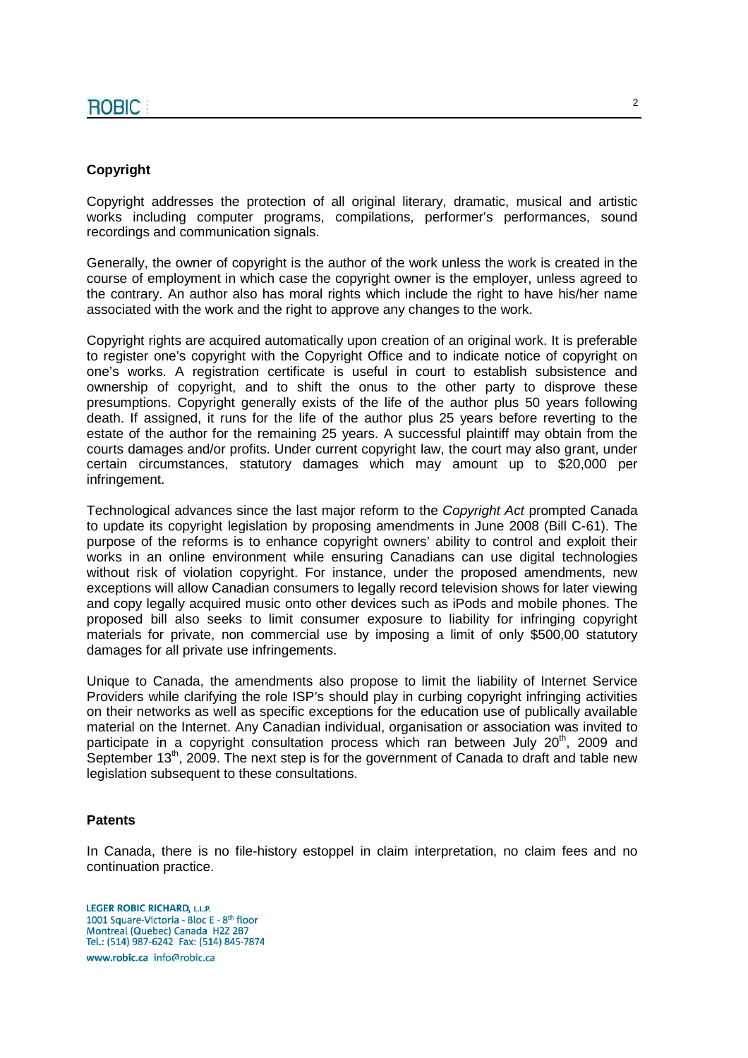## Copyright

Copyright addresses the protection of all original literary, dramatic, musical and artistic works including computer programs, compilations, performer's performances, sound recordings and communication signals.

Generally, the owner of copyright is the author of the work unless the work is created in the course of employment in which case the copyright owner is the employer, unless agreed to the contrary. An author also has moral rights which include the right to have his/her name associated with the work and the right to approve any changes to the work.

Copyright rights are acquired automatically upon creation of an original work. It is preferable to register one's copyright with the Copyright Office and to indicate notice of copyright on one's works. A registration certificate is useful in court to establish subsistence and ownership of copyright, and to shift the onus to the other party to disprove these presumptions. Copyright generally exists of the life of the author plus 50 years following death. If assigned, it runs for the life of the author plus 25 years before reverting to the estate of the author for the remaining 25 years. A successful plaintiff may obtain from the courts damages and/or profits. Under current copyright law, the court may also grant, under certain circumstances, statutory damages which may amount up to $20,000 per infringement.

Technological advances since the last major reform to the *Copyright Act* prompted Canada to update its copyright legislation by proposing amendments in June 2008 (Bill C-61). The purpose of the reforms is to enhance copyright owners' ability to control and exploit their works in an online environment while ensuring Canadians can use digital technologies without risk of violation copyright. For instance, under the proposed amendments, new exceptions will allow Canadian consumers to legally record television shows for later viewing and copy legally acquired music onto other devices such as iPods and mobile phones. The proposed bill also seeks to limit consumer exposure to liability for infringing copyright materials for private, non commercial use by imposing a limit of only $500,00 statutory damages for all private use infringements.

Unique to Canada, the amendments also propose to limit the liability of Internet Service Providers while clarifying the role ISP's should play in curbing copyright infringing activities on their networks as well as specific exceptions for the education use of publically available material on the Internet. Any Canadian individual, organisation or association was invited to participate in a copyright consultation process which ran between July 20th, 2009 and September 13th, 2009. The next step is for the government of Canada to draft and table new legislation subsequent to these consultations.

## Patents

In Canada, there is no file-history estoppel in claim interpretation, no claim fees and no continuation practice.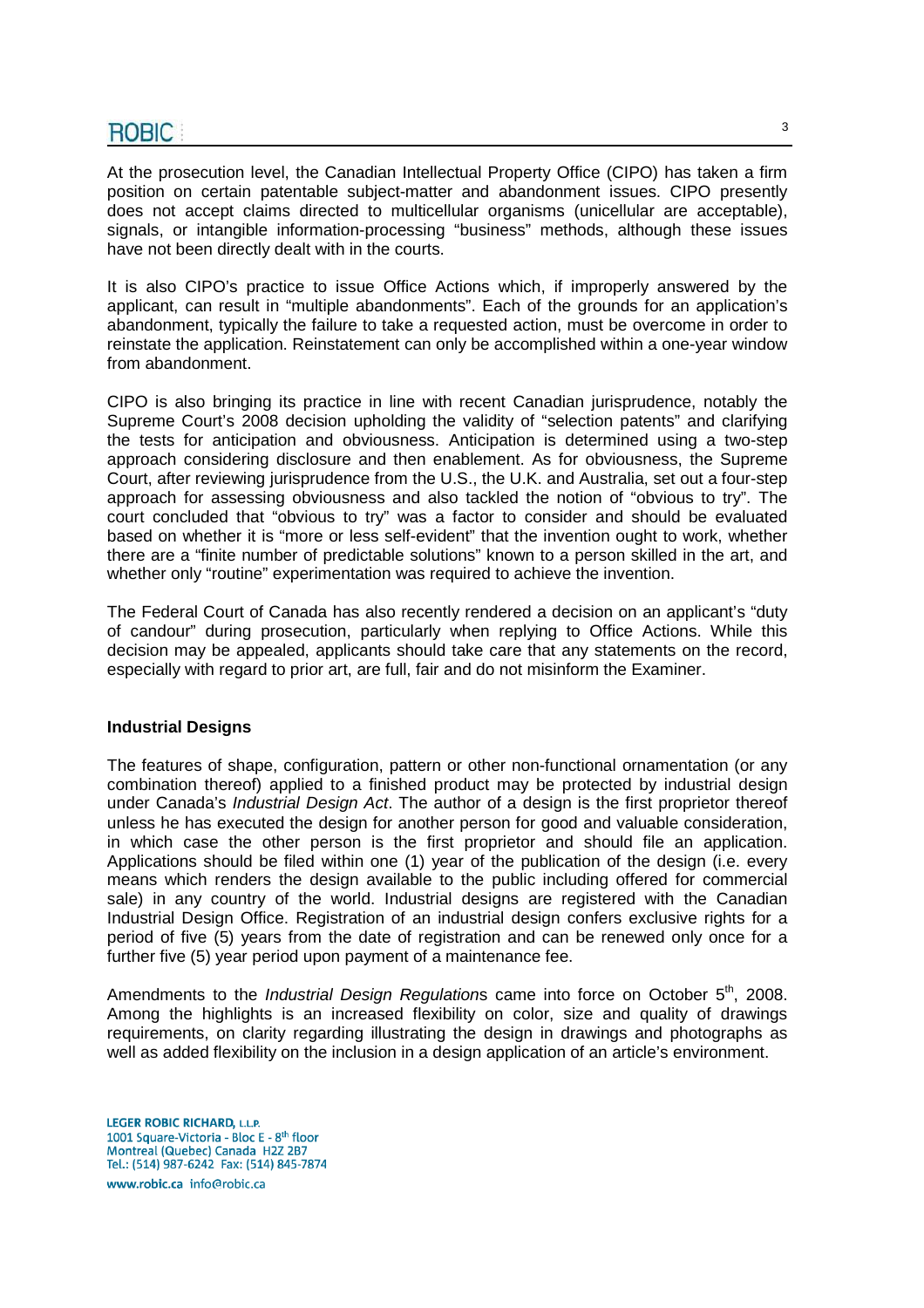At the prosecution level, the Canadian Intellectual Property Office (CIPO) has taken a firm position on certain patentable subject-matter and abandonment issues. CIPO presently does not accept claims directed to multicellular organisms (unicellular are acceptable), signals, or intangible information-processing "business" methods, although these issues have not been directly dealt with in the courts.

It is also CIPO's practice to issue Office Actions which, if improperly answered by the applicant, can result in "multiple abandonments". Each of the grounds for an application's abandonment, typically the failure to take a requested action, must be overcome in order to reinstate the application. Reinstatement can only be accomplished within a one-year window from abandonment.

CIPO is also bringing its practice in line with recent Canadian jurisprudence, notably the Supreme Court's 2008 decision upholding the validity of "selection patents" and clarifying the tests for anticipation and obviousness. Anticipation is determined using a two-step approach considering disclosure and then enablement. As for obviousness, the Supreme Court, after reviewing jurisprudence from the U.S., the U.K. and Australia, set out a four-step approach for assessing obviousness and also tackled the notion of "obvious to try". The court concluded that "obvious to try" was a factor to consider and should be evaluated based on whether it is "more or less self-evident" that the invention ought to work, whether there are a "finite number of predictable solutions" known to a person skilled in the art, and whether only "routine" experimentation was required to achieve the invention.

The Federal Court of Canada has also recently rendered a decision on an applicant's "duty of candour" during prosecution, particularly when replying to Office Actions. While this decision may be appealed, applicants should take care that any statements on the record, especially with regard to prior art, are full, fair and do not misinform the Examiner.

**Industrial Designs**

The features of shape, configuration, pattern or other non-functional ornamentation (or any combination thereof) applied to a finished product may be protected by industrial design under Canada's *Industrial Design Act*. The author of a design is the first proprietor thereof unless he has executed the design for another person for good and valuable consideration, in which case the other person is the first proprietor and should file an application. Applications should be filed within one (1) year of the publication of the design (i.e. every means which renders the design available to the public including offered for commercial sale) in any country of the world. Industrial designs are registered with the Canadian Industrial Design Office. Registration of an industrial design confers exclusive rights for a period of five (5) years from the date of registration and can be renewed only once for a further five (5) year period upon payment of a maintenance fee.

Amendments to the *Industrial Design Regulations* came into force on October 5th, 2008. Among the highlights is an increased flexibility on color, size and quality of drawings requirements, on clarity regarding illustrating the design in drawings and photographs as well as added flexibility on the inclusion in a design application of an article's environment.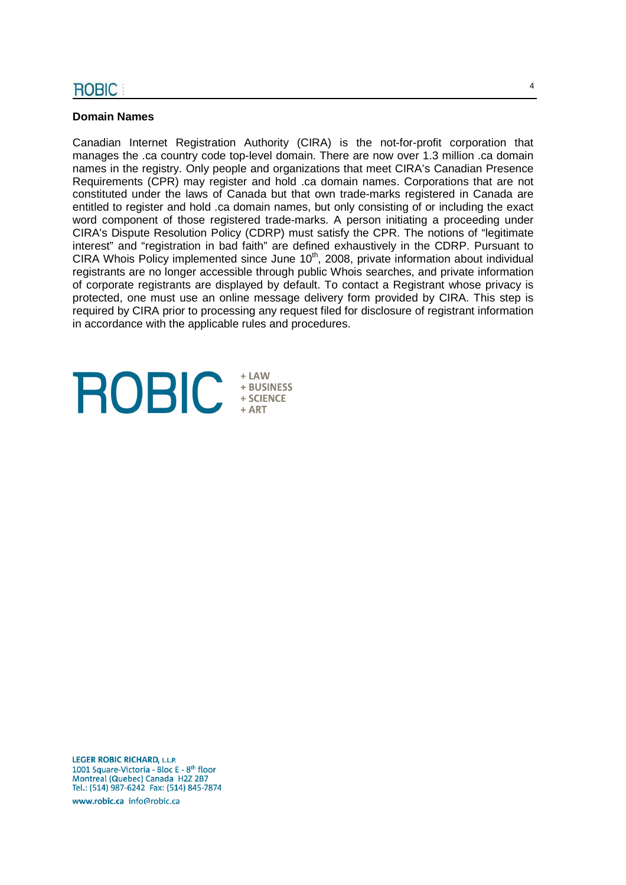## Domain Names

Canadian Internet Registration Authority (CIRA) is the not-for-profit corporation that manages the .ca country code top-level domain. There are now over 1.3 million .ca domain names in the registry. Only people and organizations that meet CIRA's Canadian Presence Requirements (CPR) may register and hold .ca domain names. Corporations that are not constituted under the laws of Canada but that own trade-marks registered in Canada are entitled to register and hold .ca domain names, but only consisting of or including the exact word component of those registered trade-marks. A person initiating a proceeding under CIRA's Dispute Resolution Policy (CDRP) must satisfy the CPR. The notions of "legitimate interest" and "registration in bad faith" are defined exhaustively in the CDRP. Pursuant to CIRA Whois Policy implemented since June 10th, 2008, private information about individual registrants are no longer accessible through public Whois searches, and private information of corporate registrants are displayed by default. To contact a Registrant whose privacy is protected, one must use an online message delivery form provided by CIRA. This step is required by CIRA prior to processing any request filed for disclosure of registrant information in accordance with the applicable rules and procedures.

ROBIC + LAW + BUSINESS + SCIENCE + ART

**LEGER ROBIC RICHARD, L.L.P.**
1001 Square-Victoria - Bloc E - 8th floor
Montreal (Quebec) Canada H2Z 2B7
Tel.: (514) 987-6242 Fax: (514) 845-7874
www.robic.ca info@robic.ca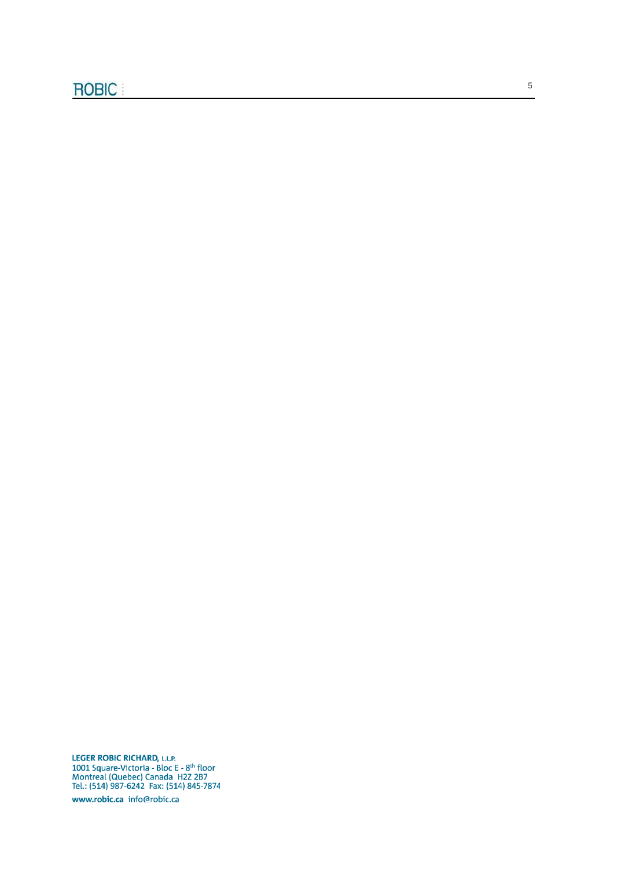**LEGER ROBIC RICHARD, L.L.P.**
1001 Square-Victoria - Bloc E - 8th floor
Montreal (Quebec) Canada H2Z 2B7
Tel.: (514) 987-6242 Fax: (514) 845-7874

**www.robic.ca** info@robic.ca